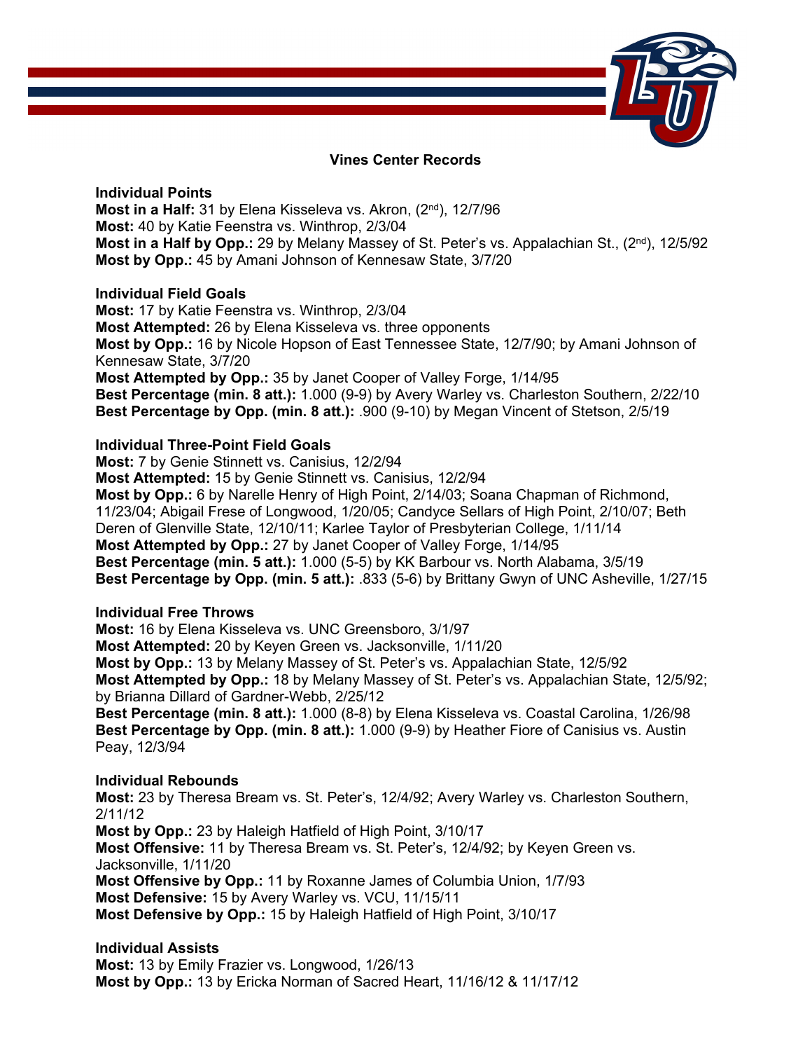# Vines Center Records

### Individual Points

**Most in a Half:** 31 by Elena Kisseleva vs. Akron, (2nd), 12/7/96
**Most:** 40 by Katie Feenstra vs. Winthrop, 2/3/04
**Most in a Half by Opp.:** 29 by Melany Massey of St. Peter's vs. Appalachian St., (2nd), 12/5/92
**Most by Opp.:** 45 by Amani Johnson of Kennesaw State, 3/7/20

### Individual Field Goals

**Most:** 17 by Katie Feenstra vs. Winthrop, 2/3/04
**Most Attempted:** 26 by Elena Kisseleva vs. three opponents
**Most by Opp.:** 16 by Nicole Hopson of East Tennessee State, 12/7/90; by Amani Johnson of Kennesaw State, 3/7/20
**Most Attempted by Opp.:** 35 by Janet Cooper of Valley Forge, 1/14/95
**Best Percentage (min. 8 att.):** 1.000 (9-9) by Avery Warley vs. Charleston Southern, 2/22/10
**Best Percentage by Opp. (min. 8 att.):** .900 (9-10) by Megan Vincent of Stetson, 2/5/19

### Individual Three-Point Field Goals

**Most:** 7 by Genie Stinnett vs. Canisius, 12/2/94
**Most Attempted:** 15 by Genie Stinnett vs. Canisius, 12/2/94
**Most by Opp.:** 6 by Narelle Henry of High Point, 2/14/03; Soana Chapman of Richmond, 11/23/04; Abigail Frese of Longwood, 1/20/05; Candyce Sellars of High Point, 2/10/07; Beth Deren of Glenville State, 12/10/11; Karlee Taylor of Presbyterian College, 1/11/14
**Most Attempted by Opp.:** 27 by Janet Cooper of Valley Forge, 1/14/95
**Best Percentage (min. 5 att.):** 1.000 (5-5) by KK Barbour vs. North Alabama, 3/5/19
**Best Percentage by Opp. (min. 5 att.):** .833 (5-6) by Brittany Gwyn of UNC Asheville, 1/27/15

### Individual Free Throws

**Most:** 16 by Elena Kisseleva vs. UNC Greensboro, 3/1/97
**Most Attempted:** 20 by Keyen Green vs. Jacksonville, 1/11/20
**Most by Opp.:** 13 by Melany Massey of St. Peter's vs. Appalachian State, 12/5/92
**Most Attempted by Opp.:** 18 by Melany Massey of St. Peter's vs. Appalachian State, 12/5/92; by Brianna Dillard of Gardner-Webb, 2/25/12
**Best Percentage (min. 8 att.):** 1.000 (8-8) by Elena Kisseleva vs. Coastal Carolina, 1/26/98
**Best Percentage by Opp. (min. 8 att.):** 1.000 (9-9) by Heather Fiore of Canisius vs. Austin Peay, 12/3/94

### Individual Rebounds

**Most:** 23 by Theresa Bream vs. St. Peter's, 12/4/92; Avery Warley vs. Charleston Southern, 2/11/12
**Most by Opp.:** 23 by Haleigh Hatfield of High Point, 3/10/17
**Most Offensive:** 11 by Theresa Bream vs. St. Peter's, 12/4/92; by Keyen Green vs. Jacksonville, 1/11/20
**Most Offensive by Opp.:** 11 by Roxanne James of Columbia Union, 1/7/93
**Most Defensive:** 15 by Avery Warley vs. VCU, 11/15/11
**Most Defensive by Opp.:** 15 by Haleigh Hatfield of High Point, 3/10/17

### Individual Assists

**Most:** 13 by Emily Frazier vs. Longwood, 1/26/13
**Most by Opp.:** 13 by Ericka Norman of Sacred Heart, 11/16/12 & 11/17/12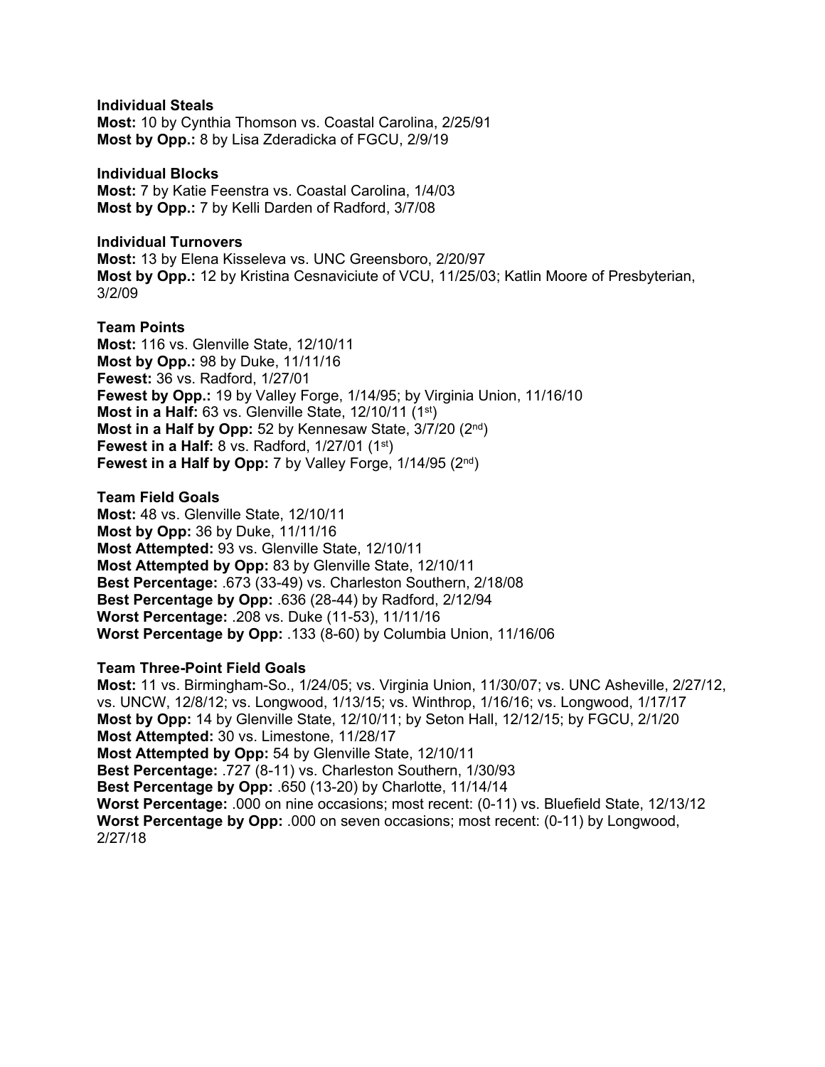**Individual Steals**

**Most:** 10 by Cynthia Thomson vs. Coastal Carolina, 2/25/91
**Most by Opp.:** 8 by Lisa Zderadicka of FGCU, 2/9/19

**Individual Blocks**

**Most:** 7 by Katie Feenstra vs. Coastal Carolina, 1/4/03
**Most by Opp.:** 7 by Kelli Darden of Radford, 3/7/08

**Individual Turnovers**

**Most:** 13 by Elena Kisseleva vs. UNC Greensboro, 2/20/97
**Most by Opp.:** 12 by Kristina Cesnaviciute of VCU, 11/25/03; Katlin Moore of Presbyterian, 3/2/09

**Team Points**

**Most:** 116 vs. Glenville State, 12/10/11
**Most by Opp.:** 98 by Duke, 11/11/16
**Fewest:** 36 vs. Radford, 1/27/01
**Fewest by Opp.:** 19 by Valley Forge, 1/14/95; by Virginia Union, 11/16/10
**Most in a Half:** 63 vs. Glenville State, 12/10/11 (1st)
**Most in a Half by Opp:** 52 by Kennesaw State, 3/7/20 (2nd)
**Fewest in a Half:** 8 vs. Radford, 1/27/01 (1st)
**Fewest in a Half by Opp:** 7 by Valley Forge, 1/14/95 (2nd)

**Team Field Goals**

**Most:** 48 vs. Glenville State, 12/10/11
**Most by Opp:** 36 by Duke, 11/11/16
**Most Attempted:** 93 vs. Glenville State, 12/10/11
**Most Attempted by Opp:** 83 by Glenville State, 12/10/11
**Best Percentage:** .673 (33-49) vs. Charleston Southern, 2/18/08
**Best Percentage by Opp:** .636 (28-44) by Radford, 2/12/94
**Worst Percentage:** .208 vs. Duke (11-53), 11/11/16
**Worst Percentage by Opp:** .133 (8-60) by Columbia Union, 11/16/06

**Team Three-Point Field Goals**

**Most:** 11 vs. Birmingham-So., 1/24/05; vs. Virginia Union, 11/30/07; vs. UNC Asheville, 2/27/12, vs. UNCW, 12/8/12; vs. Longwood, 1/13/15; vs. Winthrop, 1/16/16; vs. Longwood, 1/17/17
**Most by Opp:** 14 by Glenville State, 12/10/11; by Seton Hall, 12/12/15; by FGCU, 2/1/20
**Most Attempted:** 30 vs. Limestone, 11/28/17
**Most Attempted by Opp:** 54 by Glenville State, 12/10/11
**Best Percentage:** .727 (8-11) vs. Charleston Southern, 1/30/93
**Best Percentage by Opp:** .650 (13-20) by Charlotte, 11/14/14
**Worst Percentage:** .000 on nine occasions; most recent: (0-11) vs. Bluefield State, 12/13/12
**Worst Percentage by Opp:** .000 on seven occasions; most recent: (0-11) by Longwood, 2/27/18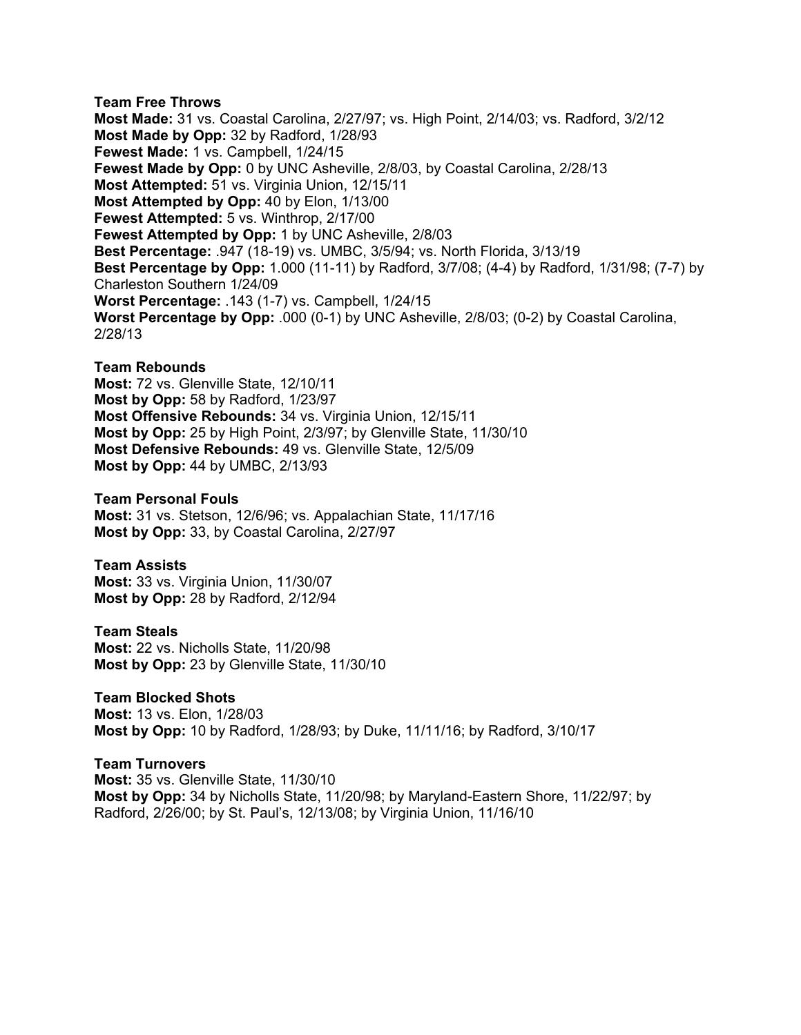**Team Free Throws**
**Most Made:** 31 vs. Coastal Carolina, 2/27/97; vs. High Point, 2/14/03; vs. Radford, 3/2/12
**Most Made by Opp:** 32 by Radford, 1/28/93
**Fewest Made:** 1 vs. Campbell, 1/24/15
**Fewest Made by Opp:** 0 by UNC Asheville, 2/8/03, by Coastal Carolina, 2/28/13
**Most Attempted:** 51 vs. Virginia Union, 12/15/11
**Most Attempted by Opp:** 40 by Elon, 1/13/00
**Fewest Attempted:** 5 vs. Winthrop, 2/17/00
**Fewest Attempted by Opp:** 1 by UNC Asheville, 2/8/03
**Best Percentage:** .947 (18-19) vs. UMBC, 3/5/94; vs. North Florida, 3/13/19
**Best Percentage by Opp:** 1.000 (11-11) by Radford, 3/7/08; (4-4) by Radford, 1/31/98; (7-7) by Charleston Southern 1/24/09
**Worst Percentage:** .143 (1-7) vs. Campbell, 1/24/15
**Worst Percentage by Opp:** .000 (0-1) by UNC Asheville, 2/8/03; (0-2) by Coastal Carolina, 2/28/13

**Team Rebounds**
**Most:** 72 vs. Glenville State, 12/10/11
**Most by Opp:** 58 by Radford, 1/23/97
**Most Offensive Rebounds:** 34 vs. Virginia Union, 12/15/11
**Most by Opp:** 25 by High Point, 2/3/97; by Glenville State, 11/30/10
**Most Defensive Rebounds:** 49 vs. Glenville State, 12/5/09
**Most by Opp:** 44 by UMBC, 2/13/93

**Team Personal Fouls**
**Most:** 31 vs. Stetson, 12/6/96; vs. Appalachian State, 11/17/16
**Most by Opp:** 33, by Coastal Carolina, 2/27/97

**Team Assists**
**Most:** 33 vs. Virginia Union, 11/30/07
**Most by Opp:** 28 by Radford, 2/12/94

**Team Steals**
**Most:** 22 vs. Nicholls State, 11/20/98
**Most by Opp:** 23 by Glenville State, 11/30/10

**Team Blocked Shots**
**Most:** 13 vs. Elon, 1/28/03
**Most by Opp:** 10 by Radford, 1/28/93; by Duke, 11/11/16; by Radford, 3/10/17

**Team Turnovers**
**Most:** 35 vs. Glenville State, 11/30/10
**Most by Opp:** 34 by Nicholls State, 11/20/98; by Maryland-Eastern Shore, 11/22/97; by Radford, 2/26/00; by St. Paul's, 12/13/08; by Virginia Union, 11/16/10